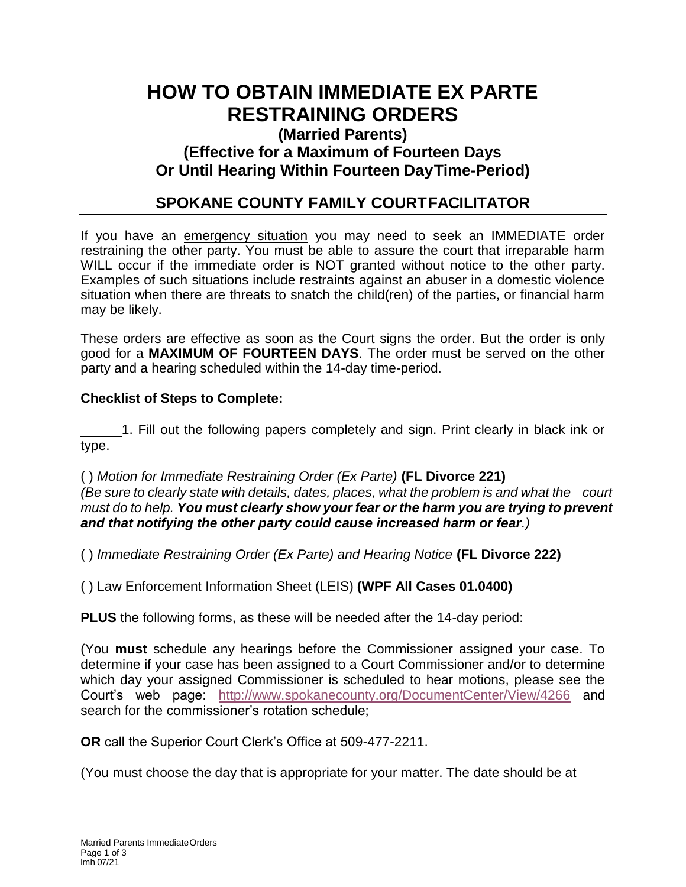# HOW TO OBTAIN IMMEDIATE EX PARTE RESTRAINING ORDERS

### (Married Parents)
### (Effective for a Maximum of Fourteen Days Or Until Hearing Within Fourteen DayTime-Period)

## SPOKANE COUNTY FAMILY COURTFACILITATOR

If you have an emergency situation you may need to seek an IMMEDIATE order restraining the other party. You must be able to assure the court that irreparable harm WILL occur if the immediate order is NOT granted without notice to the other party. Examples of such situations include restraints against an abuser in a domestic violence situation when there are threats to snatch the child(ren) of the parties, or financial harm may be likely.

These orders are effective as soon as the Court signs the order. But the order is only good for a **MAXIMUM OF FOURTEEN DAYS**. The order must be served on the other party and a hearing scheduled within the 14-day time-period.

**Checklist of Steps to Complete:**

______1. Fill out the following papers completely and sign. Print clearly in black ink or type.

( ) *Motion for Immediate Restraining Order (Ex Parte)* **(FL Divorce 221)**
*(Be sure to clearly state with details, dates, places, what the problem is and what the court must do to help.* ***You must clearly show your fear or the harm you are trying to prevent and that notifying the other party could cause increased harm or fear****.)*

( ) *Immediate Restraining Order (Ex Parte) and Hearing Notice* **(FL Divorce 222)**

( ) Law Enforcement Information Sheet (LEIS) **(WPF All Cases 01.0400)**

**PLUS** the following forms, as these will be needed after the 14-day period:

(You **must** schedule any hearings before the Commissioner assigned your case. To determine if your case has been assigned to a Court Commissioner and/or to determine which day your assigned Commissioner is scheduled to hear motions, please see the Court's web page: http://www.spokanecounty.org/DocumentCenter/View/4266 and search for the commissioner's rotation schedule;

**OR** call the Superior Court Clerk's Office at 509-477-2211.

(You must choose the day that is appropriate for your matter. The date should be at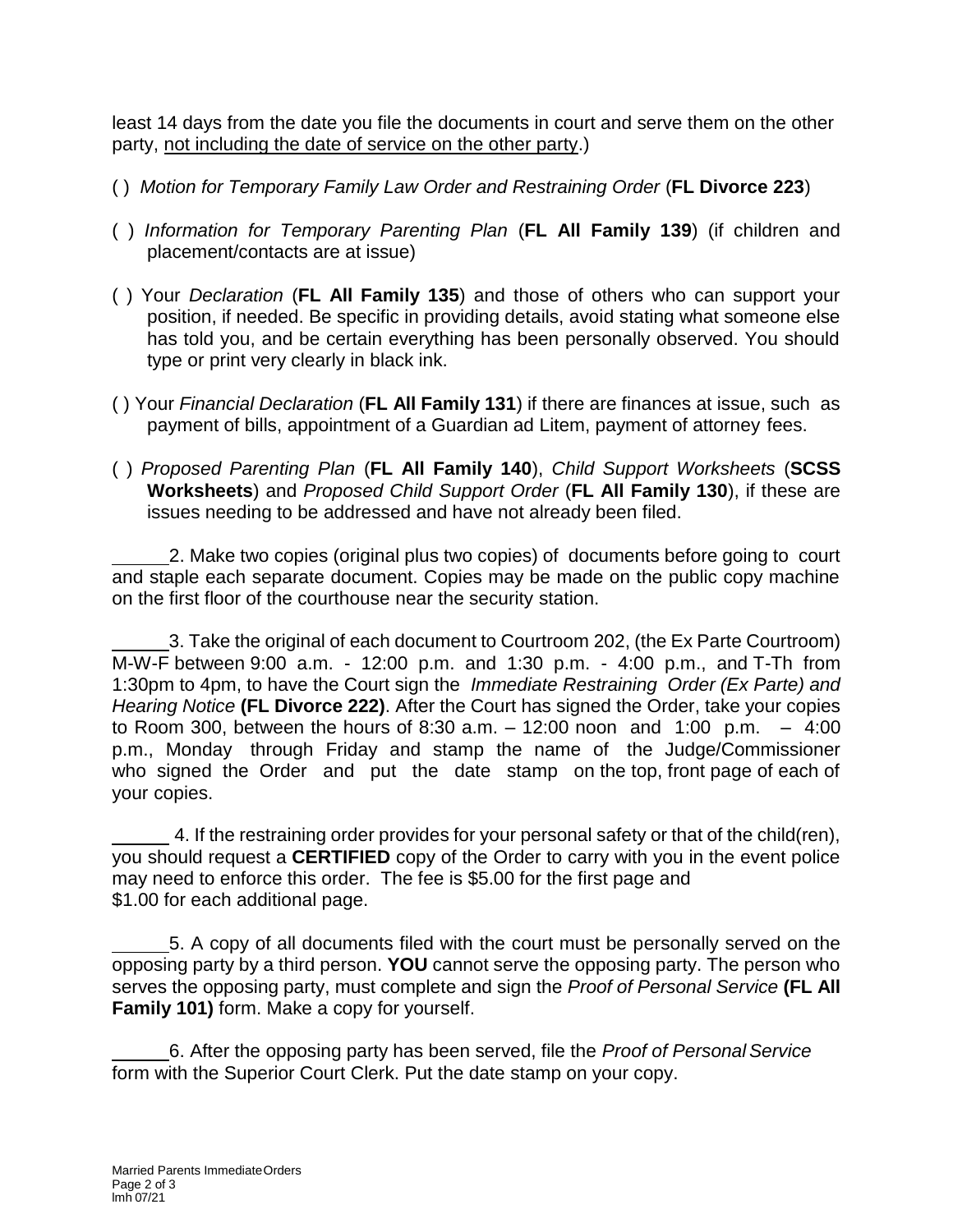least 14 days from the date you file the documents in court and serve them on the other party, <u>not including the date of service on the other party</u>.)

( ) *Motion for Temporary Family Law Order and Restraining Order* (**FL Divorce 223**)

( ) *Information for Temporary Parenting Plan* (**FL All Family 139**) (if children and placement/contacts are at issue)

( ) Your *Declaration* (**FL All Family 135**) and those of others who can support your position, if needed. Be specific in providing details, avoid stating what someone else has told you, and be certain everything has been personally observed. You should type or print very clearly in black ink.

( ) Your *Financial Declaration* (**FL All Family 131**) if there are finances at issue, such as payment of bills, appointment of a Guardian ad Litem, payment of attorney fees.

( ) *Proposed Parenting Plan* (**FL All Family 140**), *Child Support Worksheets* (**SCSS Worksheets**) and *Proposed Child Support Order* (**FL All Family 130**), if these are issues needing to be addressed and have not already been filed.

\_\_\_\_\_ 2. Make two copies (original plus two copies) of documents before going to court and staple each separate document. Copies may be made on the public copy machine on the first floor of the courthouse near the security station.

\_\_\_\_\_ 3. Take the original of each document to Courtroom 202, (the Ex Parte Courtroom) M-W-F between 9:00 a.m. - 12:00 p.m. and 1:30 p.m. - 4:00 p.m., and T-Th from 1:30pm to 4pm, to have the Court sign the *Immediate Restraining Order (Ex Parte) and Hearing Notice* **(FL Divorce 222)**. After the Court has signed the Order, take your copies to Room 300, between the hours of 8:30 a.m. – 12:00 noon and 1:00 p.m. – 4:00 p.m., Monday through Friday and stamp the name of the Judge/Commissioner who signed the Order and put the date stamp on the top, front page of each of your copies.

\_\_\_\_\_ 4. If the restraining order provides for your personal safety or that of the child(ren), you should request a **CERTIFIED** copy of the Order to carry with you in the event police may need to enforce this order. The fee is $5.00 for the first page and $1.00 for each additional page.

\_\_\_\_\_ 5. A copy of all documents filed with the court must be personally served on the opposing party by a third person. **YOU** cannot serve the opposing party. The person who serves the opposing party, must complete and sign the *Proof of Personal Service* **(FL All Family 101)** form. Make a copy for yourself.

\_\_\_\_\_ 6. After the opposing party has been served, file the *Proof of Personal Service* form with the Superior Court Clerk. Put the date stamp on your copy.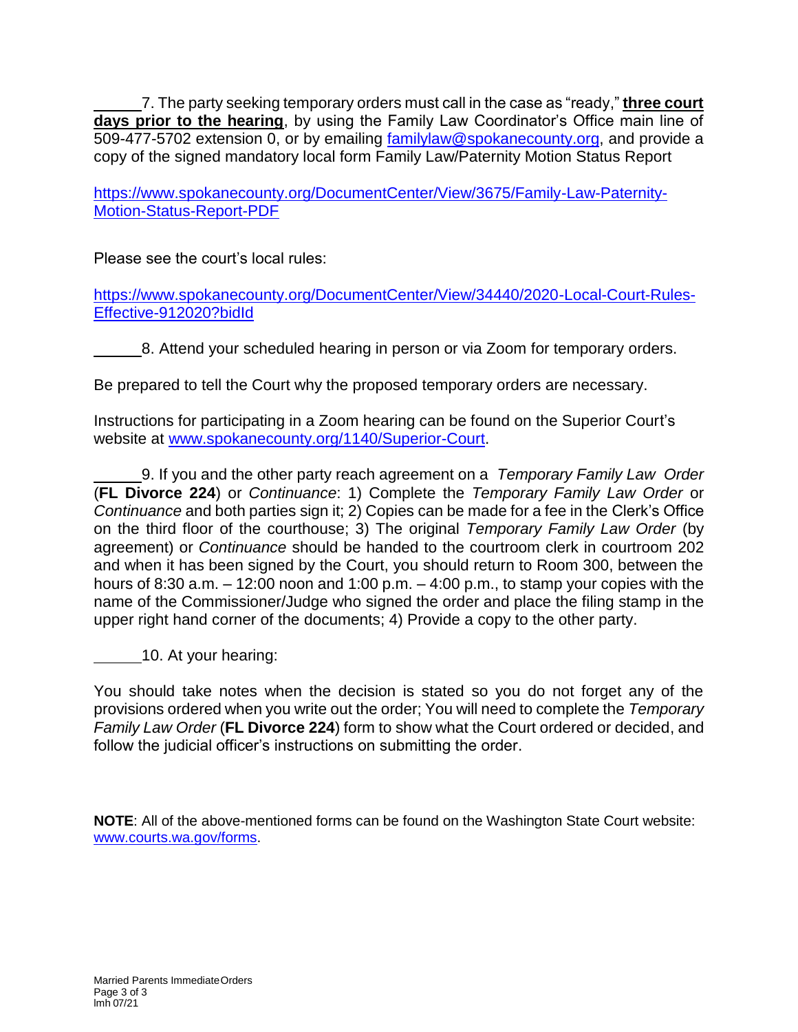______7. The party seeking temporary orders must call in the case as "ready," **three court days prior to the hearing**, by using the Family Law Coordinator's Office main line of 509-477-5702 extension 0, or by emailing familylaw@spokanecounty.org, and provide a copy of the signed mandatory local form Family Law/Paternity Motion Status Report

https://www.spokanecounty.org/DocumentCenter/View/3675/Family-Law-Paternity-Motion-Status-Report-PDF

Please see the court's local rules:

https://www.spokanecounty.org/DocumentCenter/View/34440/2020-Local-Court-Rules-Effective-912020?bidId

______8. Attend your scheduled hearing in person or via Zoom for temporary orders.

Be prepared to tell the Court why the proposed temporary orders are necessary.

Instructions for participating in a Zoom hearing can be found on the Superior Court's website at www.spokanecounty.org/1140/Superior-Court.

______9. If you and the other party reach agreement on a *Temporary Family Law Order* (**FL Divorce 224**) or *Continuance*: 1) Complete the *Temporary Family Law Order* or *Continuance* and both parties sign it; 2) Copies can be made for a fee in the Clerk's Office on the third floor of the courthouse; 3) The original *Temporary Family Law Order* (by agreement) or *Continuance* should be handed to the courtroom clerk in courtroom 202 and when it has been signed by the Court, you should return to Room 300, between the hours of 8:30 a.m. – 12:00 noon and 1:00 p.m. – 4:00 p.m., to stamp your copies with the name of the Commissioner/Judge who signed the order and place the filing stamp in the upper right hand corner of the documents; 4) Provide a copy to the other party.

______10. At your hearing:

You should take notes when the decision is stated so you do not forget any of the provisions ordered when you write out the order; You will need to complete the *Temporary Family Law Order* (**FL Divorce 224**) form to show what the Court ordered or decided, and follow the judicial officer's instructions on submitting the order.

**NOTE**: All of the above-mentioned forms can be found on the Washington State Court website: www.courts.wa.gov/forms.

Married Parents Immediate Orders
lmh 07/21